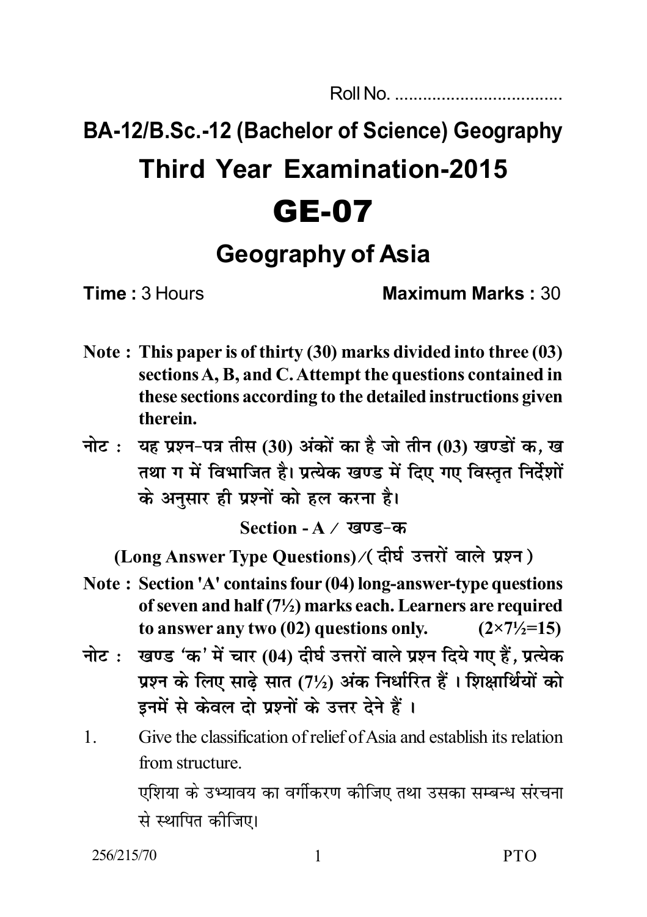Roll No. ....................................

# BA-12/B.Sc.-12 (Bachelor of Science) Geography

# Third Year Examination-2015

# GE-07

## Geography of Asia

**Time :** 3 Hours **Maximum Marks :** 30

**Note : This paper is of thirty (30) marks divided into three (03) sections A, B, and C. Attempt the questions contained in these sections according to the detailed instructions given therein.**

**नोट : यह प्रश्न-पत्र तीस (30) अंकों का है जो तीन (03) खण्डों क, ख तथा ग में विभाजित है। प्रत्येक खण्ड में दिए गए विस्तृत निर्देशों के अनुसार ही प्रश्नों को हल करना है।**

**Section - A / खण्ड-क**

**(Long Answer Type Questions)/( दीर्घ उत्तरों वाले प्रश्न )**

**Note : Section 'A' contains four (04) long-answer-type questions of seven and half (7½) marks each. Learners are required to answer any two (02) questions only. (2×7½=15)**

**नोट : खण्ड 'क' में चार (04) दीर्घ उत्तरों वाले प्रश्न दिये गए हैं, प्रत्येक प्रश्न के लिए साढ़े सात (7½) अंक निर्धारित हैं । शिक्षार्थियों को इनमें से केवल दो प्रश्नों के उत्तर देने हैं ।**

1. Give the classification of relief of Asia and establish its relation from structure.

   एशिया के उभ्यावय का वर्गीकरण कीजिए तथा उसका सम्बन्ध संरचना से स्थापित कीजिए।

256/215/70 PTO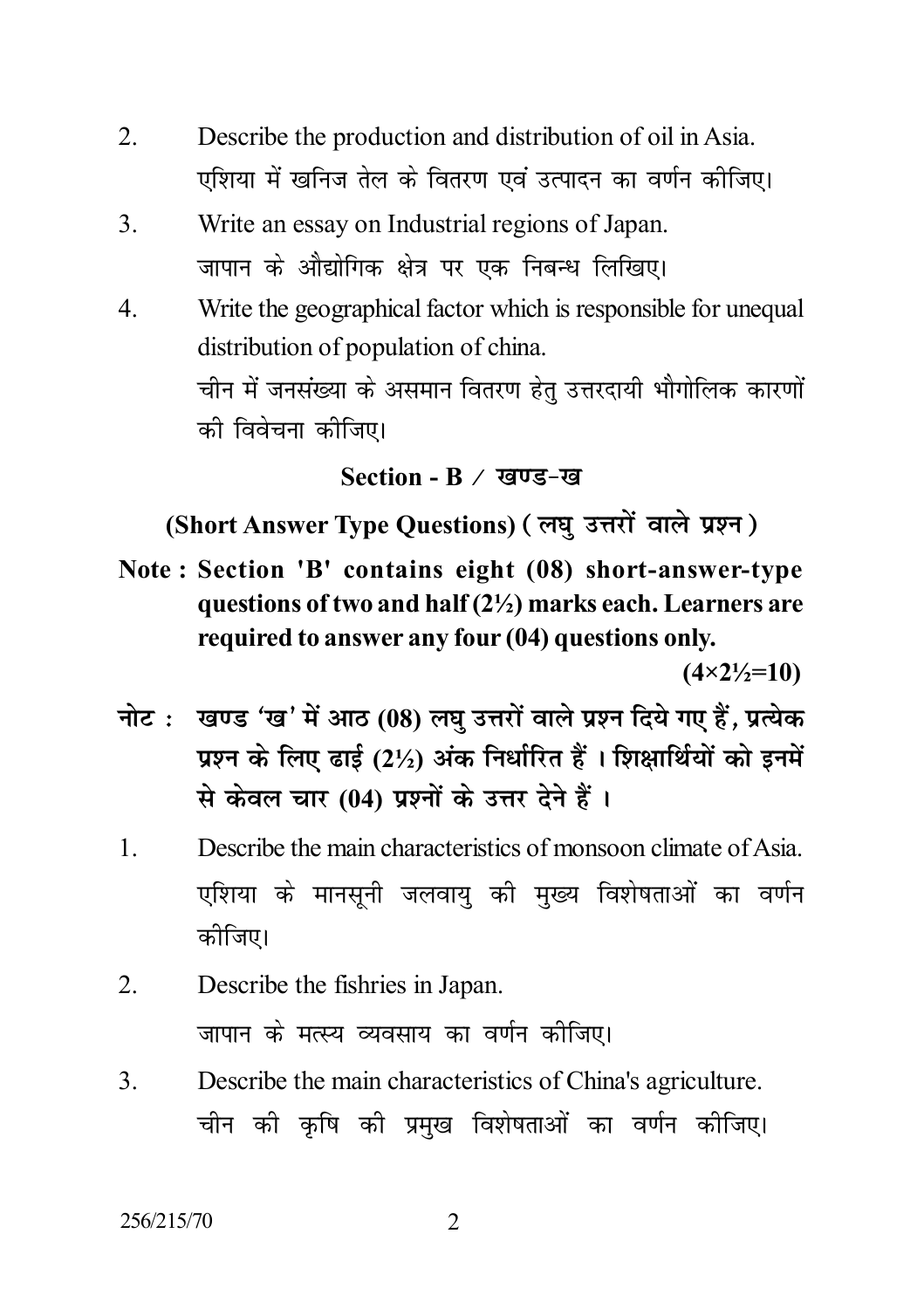2. Describe the production and distribution of oil in Asia.
   एशिया में खनिज तेल के वितरण एवं उत्पादन का वर्णन कीजिए।

3. Write an essay on Industrial regions of Japan.
   जापान के औद्योगिक क्षेत्र पर एक निबन्ध लिखिए।

4. Write the geographical factor which is responsible for unequal distribution of population of china.
   चीन में जनसंख्या के असमान वितरण हेतु उत्तरदायी भौगोलिक कारणों की विवेचना कीजिए।

## Section - B / खण्ड-ख

### (Short Answer Type Questions) ( लघु उत्तरों वाले प्रश्न )

**Note : Section 'B' contains eight (08) short-answer-type questions of two and half (2½) marks each. Learners are required to answer any four (04) questions only.**

**(4×2½=10)**

**नोट : खण्ड 'ख' में आठ (08) लघु उत्तरों वाले प्रश्न दिये गए हैं, प्रत्येक प्रश्न के लिए ढाई (2½) अंक निर्धारित हैं । शिक्षार्थियों को इनमें से केवल चार (04) प्रश्नों के उत्तर देने हैं ।**

1. Describe the main characteristics of monsoon climate of Asia.
   एशिया के मानसूनी जलवायु की मुख्य विशेषताओं का वर्णन कीजिए।

2. Describe the fishries in Japan.
   जापान के मत्स्य व्यवसाय का वर्णन कीजिए।

3. Describe the main characteristics of China's agriculture.
   चीन की कृषि की प्रमुख विशेषताओं का वर्णन कीजिए।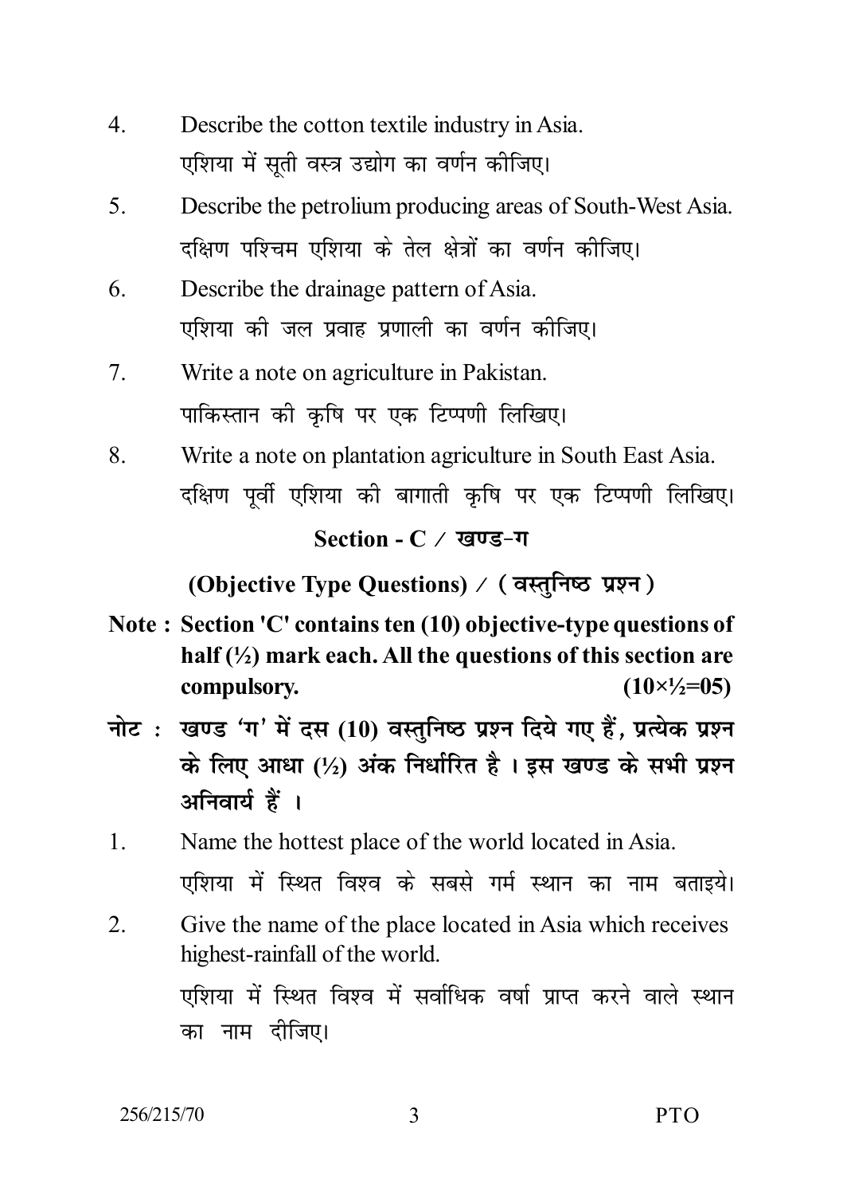4. Describe the cotton textile industry in Asia.

   एशिया में सूती वस्त्र उद्योग का वर्णन कीजिए।

5. Describe the petrolium producing areas of South-West Asia.

   दक्षिण पश्चिम एशिया के तेल क्षेत्रों का वर्णन कीजिए।

6. Describe the drainage pattern of Asia.

   एशिया की जल प्रवाह प्रणाली का वर्णन कीजिए।

7. Write a note on agriculture in Pakistan.

   पाकिस्तान की कृषि पर एक टिप्पणी लिखिए।

8. Write a note on plantation agriculture in South East Asia.

   दक्षिण पूर्वी एशिया की बागाती कृषि पर एक टिप्पणी लिखिए।

## Section - C / खण्ड-ग

### (Objective Type Questions) / (वस्तुनिष्ठ प्रश्न)

**Note : Section 'C' contains ten (10) objective-type questions of half (½) mark each. All the questions of this section are compulsory. (10×½=05)**

**नोट : खण्ड 'ग' में दस (10) वस्तुनिष्ठ प्रश्न दिये गए हैं, प्रत्येक प्रश्न के लिए आधा (½) अंक निर्धारित है । इस खण्ड के सभी प्रश्न अनिवार्य हैं ।**

1. Name the hottest place of the world located in Asia.

   एशिया में स्थित विश्व के सबसे गर्म स्थान का नाम बताइये।

2. Give the name of the place located in Asia which receives highest-rainfall of the world.

   एशिया में स्थित विश्व में सर्वाधिक वर्षा प्राप्त करने वाले स्थान का नाम दीजिए।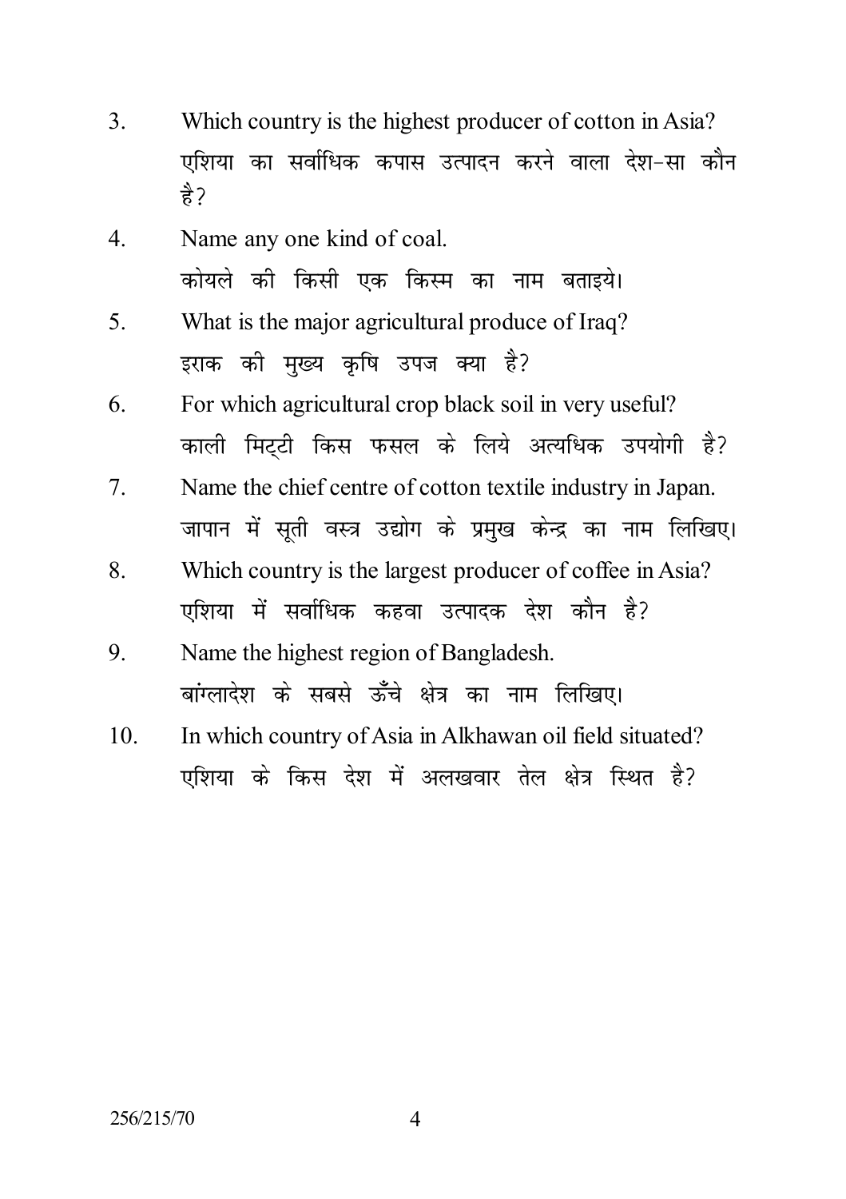3. Which country is the highest producer of cotton in Asia?
   एशिया का सर्वाधिक कपास उत्पादन करने वाला देश-सा कौन है?

4. Name any one kind of coal.
   कोयले की किसी एक किस्म का नाम बताइये।

5. What is the major agricultural produce of Iraq?
   इराक की मुख्य कृषि उपज क्या है?

6. For which agricultural crop black soil in very useful?
   काली मिट्टी किस फसल के लिये अत्यधिक उपयोगी है?

7. Name the chief centre of cotton textile industry in Japan.
   जापान में सूती वस्त्र उद्योग के प्रमुख केन्द्र का नाम लिखिए।

8. Which country is the largest producer of coffee in Asia?
   एशिया में सर्वाधिक कहवा उत्पादक देश कौन है?

9. Name the highest region of Bangladesh.
   बांग्लादेश के सबसे ऊँचे क्षेत्र का नाम लिखिए।

10. In which country of Asia in Alkhawan oil field situated?
    एशिया के किस देश में अलखवार तेल क्षेत्र स्थित है?